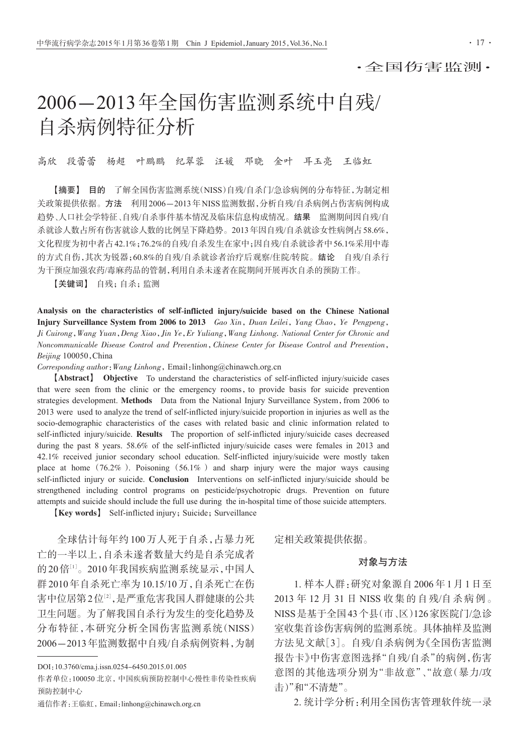·全国伤害监测·

# 2006—2013年全国伤害监测系统中自残/自杀病例特征分析

高欣　段蕾蕾　杨超　叶鹏鹏　纪翠蓉　汪媛　邓晓　金叶　耳玉亮　王临虹

【**摘要**】 **目的**　了解全国伤害监测系统（NISS）自残/自杀门/急诊病例的分布特征，为制定相关政策提供依据。**方法**　利用2006—2013年NISS监测数据，分析自残/自杀病例占伤害病例构成趋势、人口社会学特征、自残/自杀事件基本情况及临床信息构成情况。**结果**　监测期间因自残/自杀就诊人数占所有伤害就诊人数的比例呈下降趋势。2013年因自残/自杀就诊女性病例占58.6%，文化程度为初中者占42.1%；76.2%的自残/自杀发生在家中；因自残/自杀就诊者中56.1%采用中毒的方式自伤，其次为锐器；60.8%的自残/自杀就诊者治疗后观察/住院/转院。**结论**　自残/自杀行为干预应加强农药/毒麻药品的管制，利用自杀未遂者在院期间开展再次自杀的预防工作。

【关键词】 自残；自杀；监测

**Analysis on the characteristics of self-inflicted injury/suicide based on the Chinese National Injury Surveillance System from 2006 to 2013**　*Gao Xin, Duan Leilei, Yang Chao, Ye Pengpeng, Ji Cuirong, Wang Yuan, Deng Xiao, Jin Ye, Er Yuliang, Wang Linhong. National Center for Chronic and Noncommunicable Disease Control and Prevention, Chinese Center for Disease Control and Prevention, Beijing* 100050, China

*Corresponding author*: *Wang Linhong*, Email: linhong@chinawch.org.cn

【**Abstract**】 **Objective**　To understand the characteristics of self-inflicted injury/suicide cases that were seen from the clinic or the emergency rooms, to provide basis for suicide prevention strategies development. **Methods**　Data from the National Injury Surveillance System, from 2006 to 2013 were used to analyze the trend of self-inflicted injury/suicide proportion in injuries as well as the socio-demographic characteristics of the cases with related basic and clinic information related to self-inflicted injury/suicide. **Results**　The proportion of self-inflicted injury/suicide cases decreased during the past 8 years. 58.6% of the self-inflicted injury/suicide cases were females in 2013 and 42.1% received junior secondary school education. Self-inflicted injury/suicide were mostly taken place at home (76.2%). Poisoning (56.1%) and sharp injury were the major ways causing self-inflicted injury or suicide. **Conclusion**　Interventions on self-inflicted injury/suicide should be strengthened including control programs on pesticide/psychotropic drugs. Prevention on future attempts and suicide should include the full use during the in-hospital time of those suicide attempters.

【**Key words**】 Self-inflicted injury; Suicide; Surveillance

全球估计每年约100万人死于自杀，占暴力死亡的一半以上，自杀未遂者数量大约是自杀完成者的20倍[1]。2010年我国疾病监测系统显示，中国人群2010年自杀死亡率为10.15/10万，自杀死亡在伤害中位居第2位[2]，是严重危害我国人群健康的公共卫生问题。为了解我国自杀行为发生的变化趋势及分布特征，本研究分析全国伤害监测系统（NISS）2006—2013年监测数据中自残/自杀病例资料，为制定相关政策提供依据。

## 对象与方法

1. 样本人群：研究对象源自2006年1月1日至2013年12月31日NISS收集的自残/自杀病例。NISS是基于全国43个县（市、区）126家医院门/急诊室收集首诊伤害病例的监测系统。具体抽样及监测方法见文献[3]。自残/自杀病例为《全国伤害监测报告卡》中伤害意图选择“自残/自杀”的病例，伤害意图的其他选项分别为“非故意”、“故意（暴力/攻击）”和“不清楚”。

2. 统计学分析：利用全国伤害管理软件统一录

---

DOI：10.3760/cma.j.issn.0254-6450.2015.01.005

作者单位：100050 北京，中国疾病预防控制中心慢性非传染性疾病预防控制中心

通信作者：王临虹，Email：linhong@chinawch.org.cn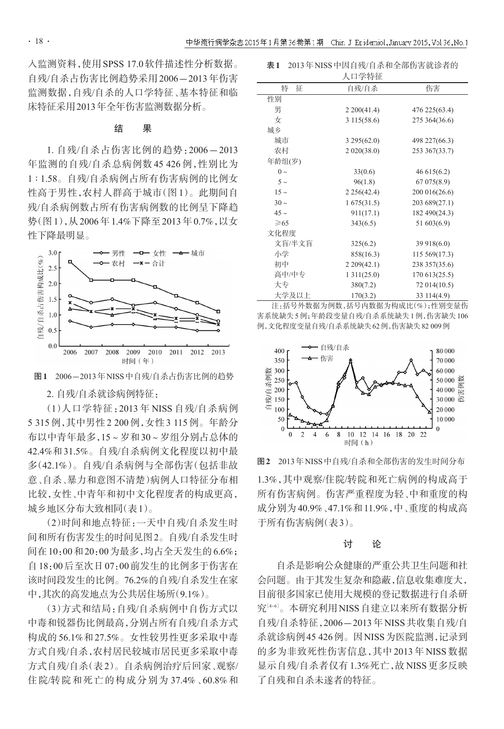入监测资料，使用SPSS 17.0软件描述性分析数据。自残/自杀占伤害比例趋势采用2006－2013年伤害监测数据，自残/自杀的人口学特征、基本特征和临床特征采用2013年全年伤害监测数据分析。

## 结　果

1. 自残/自杀占伤害比例的趋势：2006－2013年监测的自残/自杀总病例数45 426例，性别比为1∶1.58。自残/自杀病例占所有伤害病例的比例女性高于男性，农村人群高于城市(图1)。此期间自残/自杀病例数占所有伤害病例数的比例呈下降趋势(图1)，从2006年1.4%下降至2013年0.7%，以女性下降最明显。

图1　2006－2013年NISS中自残/自杀占伤害比例的趋势

2. 自残/自杀就诊病例特征：

(1)人口学特征：2013年NISS自残/自杀病例5 315例，其中男性2 200例，女性3 115例。年龄分布以中青年最多，15～岁和30～岁组分别占总体的42.4%和31.5%。自残/自杀病例文化程度以初中最多(42.1%)。自残/自杀病例与全部伤害(包括非故意、自杀、暴力和意图不清楚)病例人口特征分布相比较，女性、中青年和初中文化程度者的构成更高，城乡地区分布大致相同(表1)。

**表1**　2013年NISS中因自残/自杀和全部伤害就诊者的人口学特征

| 特　征 | 自残/自杀 | 伤害 |
|---|---|---|
| 性别 | | |
| 男 | 2 200(41.4) | 476 225(63.4) |
| 女 | 3 115(58.6) | 275 364(36.6) |
| 城乡 | | |
| 城市 | 3 295(62.0) | 498 227(66.3) |
| 农村 | 2 020(38.0) | 253 367(33.7) |
| 年龄组(岁) | | |
| 0～ | 33(0.6) | 46 615(6.2) |
| 5～ | 96(1.8) | 67 075(8.9) |
| 15～ | 2 256(42.4) | 200 016(26.6) |
| 30～ | 1 675(31.5) | 203 689(27.1) |
| 45～ | 911(17.1) | 182 490(24.3) |
| ≥65 | 343(6.5) | 51 603(6.9) |
| 文化程度 | | |
| 文盲/半文盲 | 325(6.2) | 39 918(6.0) |
| 小学 | 858(16.3) | 115 569(17.3) |
| 初中 | 2 209(42.1) | 238 357(35.6) |
| 高中/中专 | 1 311(25.0) | 170 613(25.5) |
| 大专 | 380(7.2) | 72 014(10.5) |
| 大学及以上 | 170(3.2) | 33 114(4.9) |

注：括号外数据为例数，括号内数据为构成比(%)；性别变量伤害系统缺失5例；年龄段变量自残/自杀系统缺失1例，伤害缺失106例，文化程度变量自残/自杀系统缺失62例，伤害缺失82 009例

(2)时间和地点特征：一天中自残/自杀发生时间和所有伤害发生的时间见图2。自残/自杀发生时间在10:00和20:00为最多，均占全天发生的6.6%；自18:00后至次日07:00前发生的比例多于伤害在该时间段发生的比例。76.2%的自残/自杀发生在家中，其次的高发地点为公共居住场所(9.1%)。

图2　2013年NISS中自残/自杀和全部伤害的发生时间分布

(3)方式和结局：自残/自杀病例中自伤方式以中毒和锐器伤比例最高，分别占所有自残/自杀方式构成的56.1%和27.5%。女性较男性更多采取中毒方式自残/自杀，农村居民较城市居民更多采取中毒方式自残/自杀(表2)。自杀病例治疗后回家、观察/住院/转院和死亡的构成分别为37.4%、60.8%和1.3%，其中观察/住院/转院和死亡病例的构成高于所有伤害病例。伤害严重程度为轻、中和重度的构成分别为40.9%、47.1%和11.9%，中、重度的构成高于所有伤害病例(表3)。

## 讨　论

自杀是影响公众健康的严重公共卫生问题和社会问题。由于其发生复杂和隐蔽，信息收集难度大，目前很多国家已使用大规模的登记数据进行自杀研究[4-6]。本研究利用NISS自建立以来所有数据分析自残/自杀特征，2006－2013年NISS共收集自残/自杀就诊病例45 426例。因NISS为医院监测，记录到的多为非致死性伤害信息，其中2013年NISS数据显示自残/自杀者仅有1.3%死亡，故NISS更多反映了自残和自杀未遂者的特征。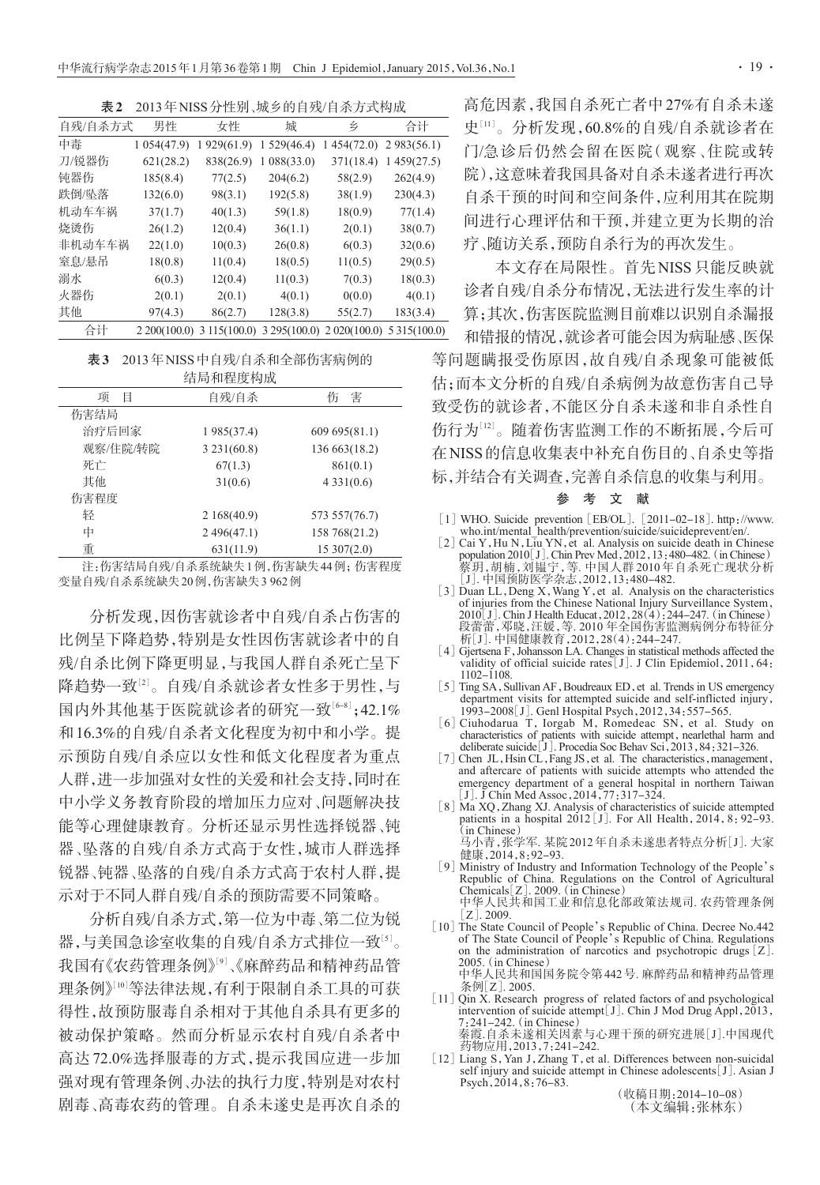**表2** 2013年NISS分性别、城乡的自残/自杀方式构成

| 自残/自杀方式 | 男性 | 女性 | 城 | 乡 | 合计 |
|---|---|---|---|---|---|
| 中毒 | 1 054(47.9) | 1 929(61.9) | 1 529(46.4) | 1 454(72.0) | 2 983(56.1) |
| 刀/锐器伤 | 621(28.2) | 838(26.9) | 1 088(33.0) | 371(18.4) | 1 459(27.5) |
| 钝器伤 | 185(8.4) | 77(2.5) | 204(6.2) | 58(2.9) | 262(4.9) |
| 跌倒/坠落 | 132(6.0) | 98(3.1) | 192(5.8) | 38(1.9) | 230(4.3) |
| 机动车车祸 | 37(1.7) | 40(1.3) | 59(1.8) | 18(0.9) | 77(1.4) |
| 烧烫伤 | 26(1.2) | 12(0.4) | 36(1.1) | 2(0.1) | 38(0.7) |
| 非机动车车祸 | 22(1.0) | 10(0.3) | 26(0.8) | 6(0.3) | 32(0.6) |
| 窒息/悬吊 | 18(0.8) | 11(0.4) | 18(0.5) | 11(0.5) | 29(0.5) |
| 溺水 | 6(0.3) | 12(0.4) | 11(0.3) | 7(0.3) | 18(0.3) |
| 火器伤 | 2(0.1) | 2(0.1) | 4(0.1) | 0(0.0) | 4(0.1) |
| 其他 | 97(4.3) | 86(2.7) | 128(3.8) | 55(2.7) | 183(3.4) |
| 合计 | 2 200(100.0) | 3 115(100.0) | 3 295(100.0) | 2 020(100.0) | 5 315(100.0) |

**表3** 2013年NISS中自残/自杀和全部伤害病例的结局和程度构成

| 项　目 | 自残/自杀 | 伤　害 |
|---|---|---|
| 伤害结局 | | |
| 治疗后回家 | 1 985(37.4) | 609 695(81.1) |
| 观察/住院/转院 | 3 231(60.8) | 136 663(18.2) |
| 死亡 | 67(1.3) | 861(0.1) |
| 其他 | 31(0.6) | 4 331(0.6) |
| 伤害程度 | | |
| 轻 | 2 168(40.9) | 573 557(76.7) |
| 中 | 2 496(47.1) | 158 768(21.2) |
| 重 | 631(11.9) | 15 307(2.0) |

注：伤害结局自残/自杀系统缺失1例，伤害缺失44例；伤害程度变量自残/自杀系统缺失20例，伤害缺失3 962例

分析发现，因伤害就诊者中自残/自杀占伤害的比例呈下降趋势，特别是女性因伤害就诊者中的自残/自杀比例下降更明显，与我国人群自杀死亡呈下降趋势一致[2]。自残/自杀就诊者女性多于男性，与国内外其他基于医院就诊者的研究一致[6-8]；42.1%和16.3%的自残/自杀者文化程度为初中和小学。提示预防自残/自杀应以女性和低文化程度者为重点人群，进一步加强对女性的关爱和社会支持，同时在中小学义务教育阶段的增加压力应对、问题解决技能等心理健康教育。分析还显示男性选择锐器、钝器、坠落的自残/自杀方式高于女性，城市人群选择锐器、钝器、坠落的自残/自杀方式高于农村人群，提示对于不同人群自残/自杀的预防需要不同策略。

分析自残/自杀方式，第一位为中毒、第二位为锐器，与美国急诊室收集的自残/自杀方式排位一致[5]。我国有《农药管理条例》[9]、《麻醉药品和精神药品管理条例》[10]等法律法规，有利于限制自杀工具的可获得性，故预防服毒自杀相对于其他自杀具有更多的被动保护策略。然而分析显示农村自残/自杀者中高达72.0%选择服毒的方式，提示我国应进一步加强对现有管理条例、办法的执行力度，特别是对农村剧毒、高毒农药的管理。自杀未遂史是再次自杀的高危因素，我国自杀死亡者中27%有自杀未遂史[11]。分析发现，60.8%的自残/自杀就诊者在门/急诊后仍然会留在医院（观察、住院或转院），这意味着我国具备对自杀未遂者进行再次自杀干预的时间和空间条件，应利用其在院期间进行心理评估和干预，并建立更为长期的治疗、随访关系，预防自杀行为的再次发生。

本文存在局限性。首先NISS只能反映就诊者自残/自杀分布情况，无法进行发生率的计算；其次，伤害医院监测目前难以识别自杀漏报和错报的情况，就诊者可能会因为病耻感、医保等问题瞒报受伤原因，故自残/自杀现象可能被低估；而本文分析的自残/自杀病例为故意伤害自己导致受伤的就诊者，不能区分自杀未遂和非自杀性自伤行为[12]。随着伤害监测工作的不断拓展，今后可在NISS的信息收集表中补充自伤目的、自杀史等指标，并结合有关调查，完善自杀信息的收集与利用。

## 参 考 文 献

[1] WHO. Suicide prevention [EB/OL]. [2011-02-18]. http://www.who.int/mental_health/prevention/suicide/suicideprevent/en/.

[2] Cai Y, Hu N, Liu YN, et al. Analysis on suicide death in Chinese population 2010[J]. Chin Prev Med, 2012, 13:480-482. (in Chinese)
蔡玥，胡楠，刘韫宁，等. 中国人群2010年自杀死亡现状分析[J]. 中国预防医学杂志，2012，13:480-482.

[3] Duan LL, Deng X, Wang Y, et al. Analysis on the characteristics of injuries from the Chinese National Injury Surveillance System, 2010[J]. Chin J Health Educat, 2012, 28(4):244-247. (in Chinese)
段蕾蕾，邓晓，汪媛，等. 2010年全国伤害监测病例分布特征分析[J]. 中国健康教育，2012，28(4):244-247.

[4] Gjertsena F, Johansson LA. Changes in statistical methods affected the validity of official suicide rates[J]. J Clin Epidemiol, 2011, 64:1102-1108.

[5] Ting SA, Sullivan AF, Boudreaux ED, et al. Trends in US emergency department visits for attempted suicide and self-inflicted injury, 1993-2008[J]. Genl Hospital Psych, 2012, 34:557-565.

[6] Ciuhodarua T, Iorgab M, Romedeac SN, et al. Study on characteristics of patients with suicide attempt, nearlethal harm and deliberate suicide[J]. Procedia Soc Behav Sci, 2013, 84:321-326.

[7] Chen JL, Hsin CL, Fang JS, et al. The characteristics, management, and aftercare of patients with suicide attempts who attended the emergency department of a general hospital in northern Taiwan [J]. J Chin Med Assoc, 2014, 77:317-324.

[8] Ma XQ, Zhang XJ. Analysis of characteristics of suicide attempted patients in a hospital 2012[J]. For All Health, 2014, 8:92-93. (in Chinese)
马小青，张学军. 某院2012年自杀未遂患者特点分析[J]. 大家健康，2014，8:92-93.

[9] Ministry of Industry and Information Technology of the People's Republic of China. Regulations on the Control of Agricultural Chemicals[Z]. 2009. (in Chinese)
中华人民共和国工业和信息化部政策法规司. 农药管理条例[Z]. 2009.

[10] The State Council of People's Republic of China. Decree No.442 of The State Council of People's Republic of China. Regulations on the administration of narcotics and psychotropic drugs [Z]. 2005. (in Chinese)
中华人民共和国国务院令第442号. 麻醉药品和精神药品管理条例[Z]. 2005.

[11] Qin X. Research progress of related factors of and psychological intervention of suicide attempt[J]. Chin J Mod Drug Appl, 2013, 7:241-242. (in Chinese)
秦霞. 自杀未遂相关因素与心理干预的研究进展[J]. 中国现代药物应用，2013，7:241-242.

[12] Liang S, Yan J, Zhang T, et al. Differences between non-suicidal self injury and suicide attempt in Chinese adolescents[J]. Asian J Psych, 2014, 8:76-83.

（收稿日期：2014-10-08）
（本文编辑：张林东）